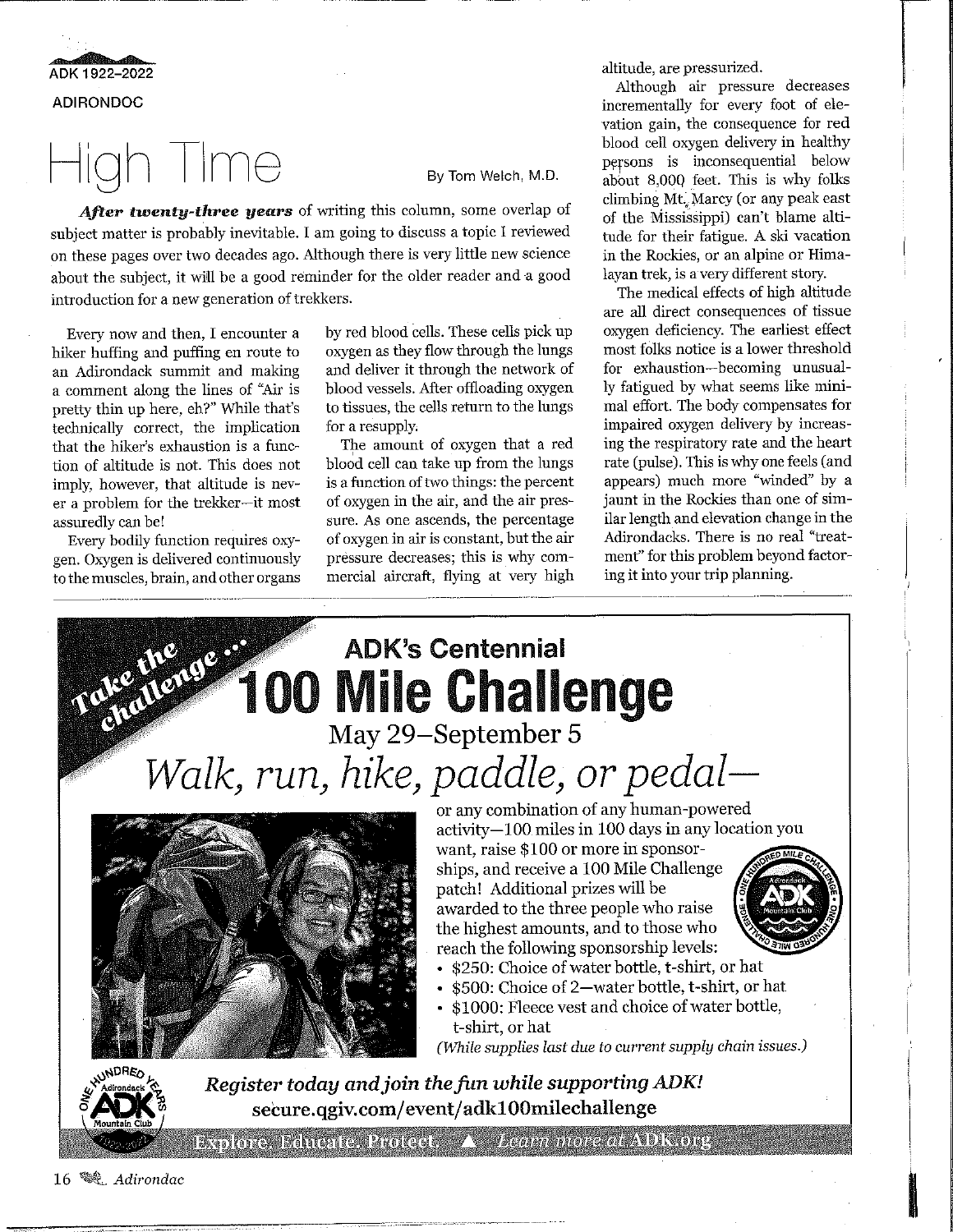ADK 1922–2022

ADIRONDOC

# High Time

By Tom Welch, M.D.

***After twenty-three years*** of writing this column, some overlap of subject matter is probably inevitable. I am going to discuss a topic I reviewed on these pages over two decades ago. Although there is very little new science about the subject, it will be a good reminder for the older reader and a good introduction for a new generation of trekkers.

Every now and then, I encounter a hiker huffing and puffing en route to an Adirondack summit and making a comment along the lines of "Air is pretty thin up here, eh?" While that's technically correct, the implication that the hiker's exhaustion is a function of altitude is not. This does not imply, however, that altitude is never a problem for the trekker—it most assuredly can be!

Every bodily function requires oxygen. Oxygen is delivered continuously to the muscles, brain, and other organs by red blood cells. These cells pick up oxygen as they flow through the lungs and deliver it through the network of blood vessels. After offloading oxygen to tissues, the cells return to the lungs for a resupply.

The amount of oxygen that a red blood cell can take up from the lungs is a function of two things: the percent of oxygen in the air, and the air pressure. As one ascends, the percentage of oxygen in air is constant, but the air pressure decreases; this is why commercial aircraft, flying at very high altitude, are pressurized.

Although air pressure decreases incrementally for every foot of elevation gain, the consequence for red blood cell oxygen delivery in healthy persons is inconsequential below about 8,000 feet. This is why folks climbing Mt. Marcy (or any peak east of the Mississippi) can't blame altitude for their fatigue. A ski vacation in the Rockies, or an alpine or Himalayan trek, is a very different story.

The medical effects of high altitude are all direct consequences of tissue oxygen deficiency. The earliest effect most folks notice is a lower threshold for exhaustion—becoming unusually fatigued by what seems like minimal effort. The body compensates for impaired oxygen delivery by increasing the respiratory rate and the heart rate (pulse). This is why one feels (and appears) much more "winded" by a jaunt in the Rockies than one of similar length and elevation change in the Adirondacks. There is no real "treatment" for this problem beyond factoring it into your trip planning.

---

*Take the challenge ...*

## ADK's Centennial 100 Mile Challenge

May 29–September 5

*Walk, run, hike, paddle, or pedal—*

or any combination of any human-powered activity—100 miles in 100 days in any location you want, raise $100 or more in sponsorships, and receive a 100 Mile Challenge patch! Additional prizes will be awarded to the three people who raise the highest amounts, and to those who reach the following sponsorship levels:

- $250: Choice of water bottle, t-shirt, or hat
- $500: Choice of 2—water bottle, t-shirt, or hat
- $1000: Fleece vest and choice of water bottle, t-shirt, or hat

*(While supplies last due to current supply chain issues.)*

***Register today and join the fun while supporting ADK!***
**secure.qgiv.com/event/adk100milechallenge**

Explore. Educate. Protect. ▲ *Learn more at ADK.org*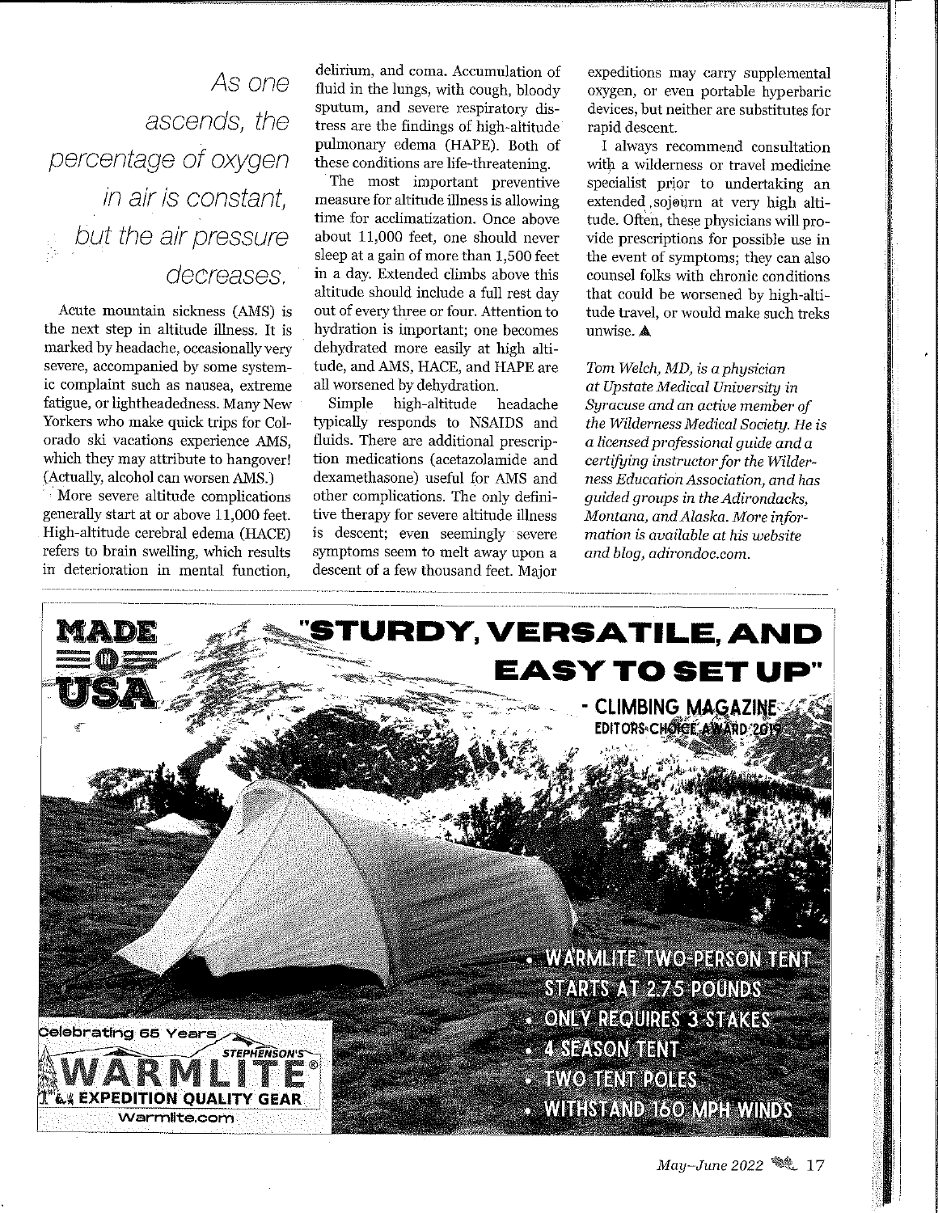*As one ascends, the percentage of oxygen in air is constant, but the air pressure decreases.*

Acute mountain sickness (AMS) is the next step in altitude illness. It is marked by headache, occasionally very severe, accompanied by some systemic complaint such as nausea, extreme fatigue, or lightheadedness. Many New Yorkers who make quick trips for Colorado ski vacations experience AMS, which they may attribute to hangover! (Actually, alcohol can worsen AMS.)

More severe altitude complications generally start at or above 11,000 feet. High-altitude cerebral edema (HACE) refers to brain swelling, which results in deterioration in mental function, delirium, and coma. Accumulation of fluid in the lungs, with cough, bloody sputum, and severe respiratory distress are the findings of high-altitude pulmonary edema (HAPE). Both of these conditions are life-threatening.

The most important preventive measure for altitude illness is allowing time for acclimatization. Once above about 11,000 feet, one should never sleep at a gain of more than 1,500 feet in a day. Extended climbs above this altitude should include a full rest day out of every three or four. Attention to hydration is important; one becomes dehydrated more easily at high altitude, and AMS, HACE, and HAPE are all worsened by dehydration.

Simple high-altitude headache typically responds to NSAIDS and fluids. There are additional prescription medications (acetazolamide and dexamethasone) useful for AMS and other complications. The only definitive therapy for severe altitude illness is descent; even seemingly severe symptoms seem to melt away upon a descent of a few thousand feet. Major expeditions may carry supplemental oxygen, or even portable hyperbaric devices, but neither are substitutes for rapid descent.

I always recommend consultation with a wilderness or travel medicine specialist prior to undertaking an extended sojourn at very high altitude. Often, these physicians will provide prescriptions for possible use in the event of symptoms; they can also counsel folks with chronic conditions that could be worsened by high-altitude travel, or would make such treks unwise. ▲

*Tom Welch, MD, is a physician at Upstate Medical University in Syracuse and an active member of the Wilderness Medical Society. He is a licensed professional guide and a certifying instructor for the Wilderness Education Association, and has guided groups in the Adirondacks, Montana, and Alaska. More information is available at his website and blog, adirondoc.com.*

MADE IN USA

**"STURDY, VERSATILE, AND EASY TO SET UP"**

- CLIMBING MAGAZINE
EDITORS CHOICE AWARD 2019

- WARMLITE TWO-PERSON TENT STARTS AT 2.75 POUNDS
- ONLY REQUIRES 3 STAKES
- 4 SEASON TENT
- TWO TENT POLES
- WITHSTAND 160 MPH WINDS

Celebrating 65 Years
STEPHENSON'S WARMLITE®
EXPEDITION QUALITY GEAR
Warmlite.com